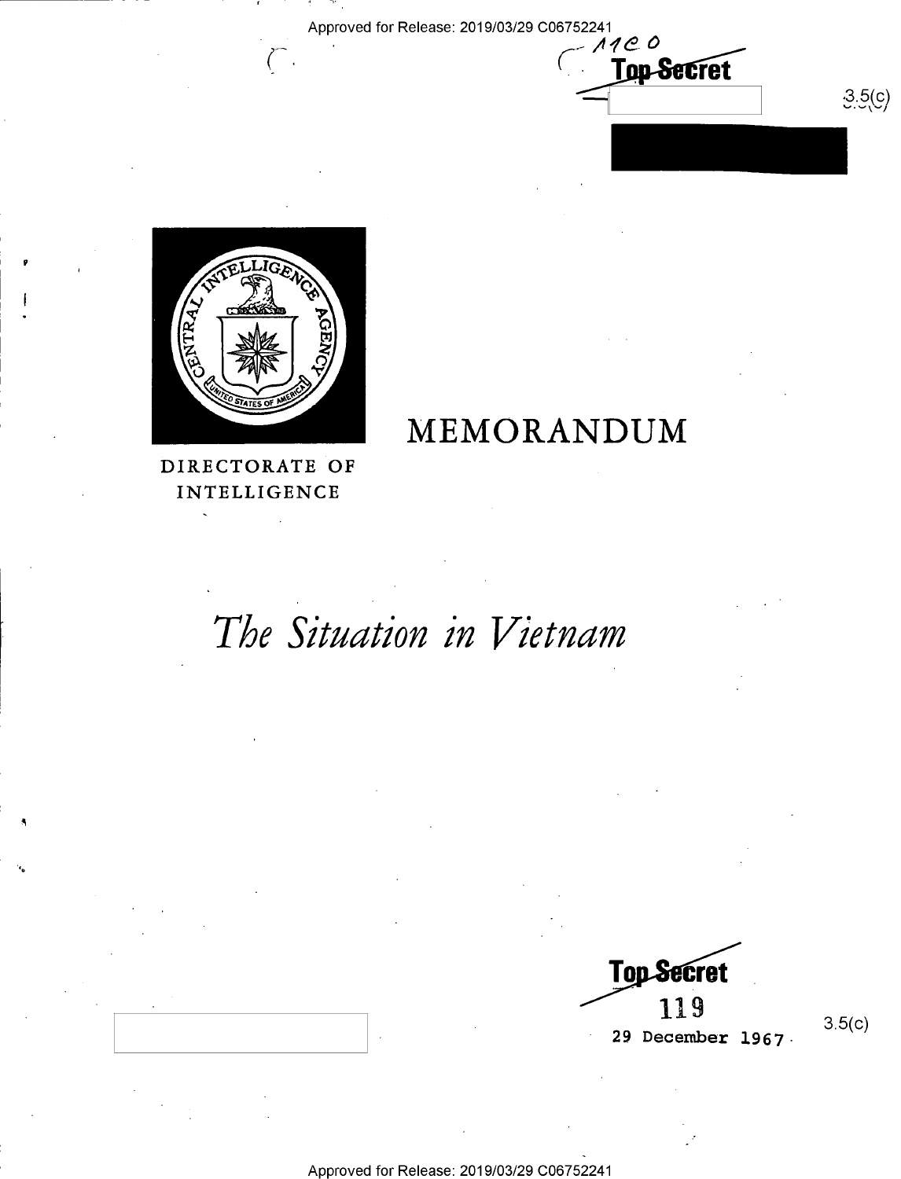Approved for Release: 2019/03/29 C06752241

Top Secret

3.5(c)

DIRECTORATE OF INTELLIGENCE

# MEMORANDUM

# *The Situation in Vietnam*

Top Secret

119

29 December 1967

3.5(c)

Approved for Release: 2019/03/29 C06752241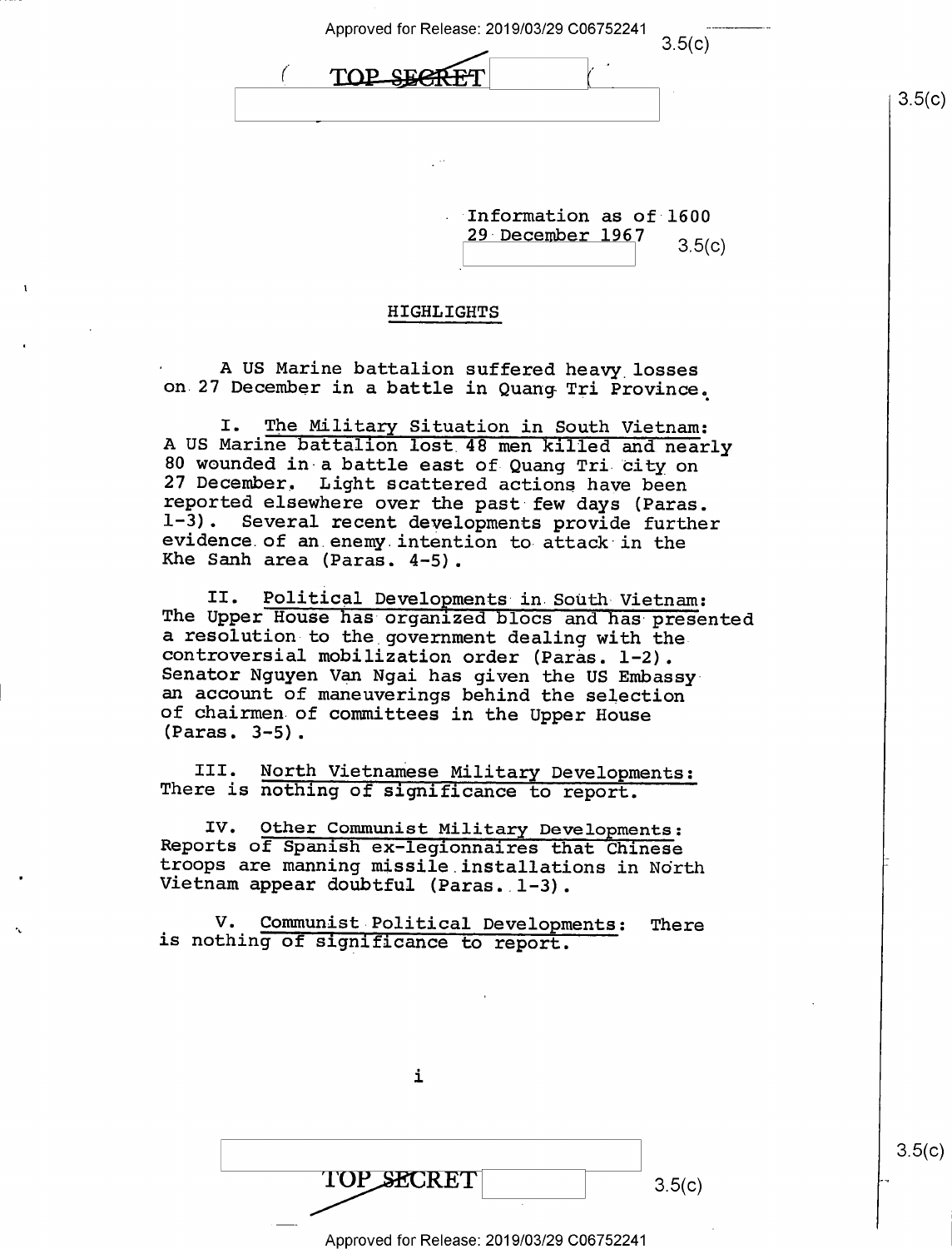Information as of 1600
29 December 1967

## HIGHLIGHTS

A US Marine battalion suffered heavy losses on 27 December in a battle in Quang Tri Province.

I. <u>The Military Situation in South Vietnam</u>: A US Marine battalion lost 48 men killed and nearly 80 wounded in a battle east of Quang Tri city on 27 December. Light scattered actions have been reported elsewhere over the past few days (Paras. 1-3). Several recent developments provide further evidence of an enemy intention to attack in the Khe Sanh area (Paras. 4-5).

II. <u>Political Developments in South Vietnam</u>: The Upper House has organized blocs and has presented a resolution to the government dealing with the controversial mobilization order (Paras. 1-2). Senator Nguyen Van Ngai has given the US Embassy an account of maneuverings behind the selection of chairmen of committees in the Upper House (Paras. 3-5).

III. <u>North Vietnamese Military Developments</u>: There is nothing of significance to report.

IV. <u>Other Communist Military Developments</u>: Reports of Spanish ex-legionnaires that Chinese troops are manning missile installations in North Vietnam appear doubtful (Paras. 1-3).

V. <u>Communist Political Developments</u>: There is nothing of significance to report.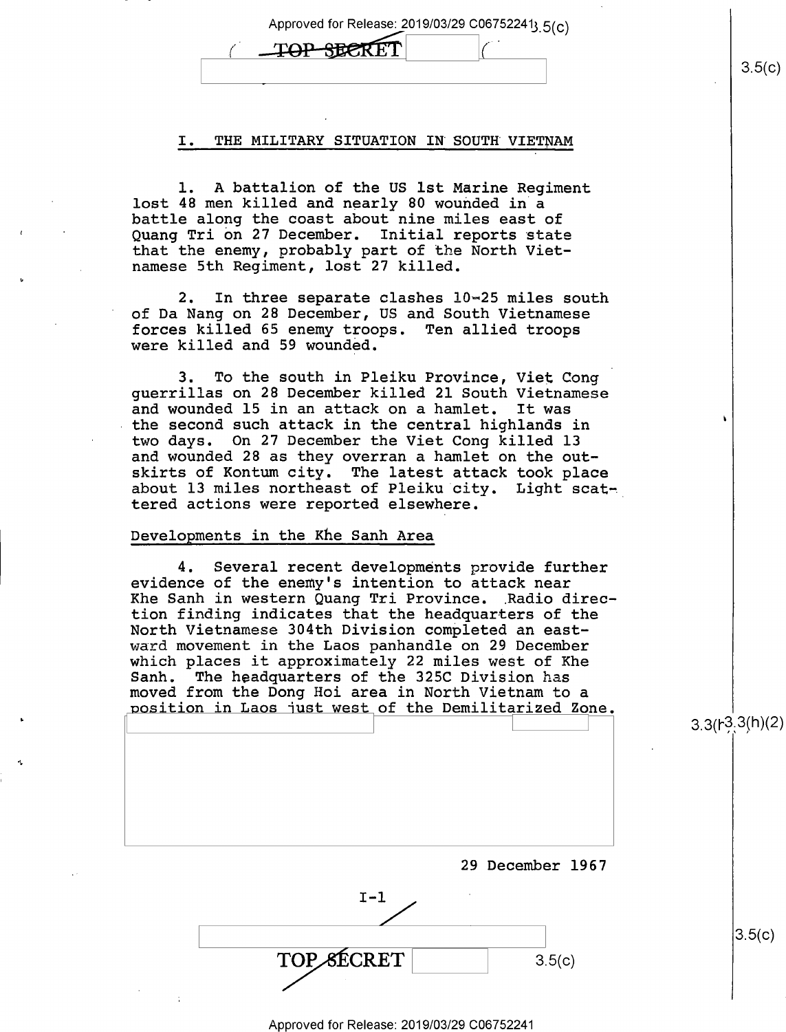## I. THE MILITARY SITUATION IN SOUTH VIETNAM

1. A battalion of the US 1st Marine Regiment lost 48 men killed and nearly 80 wounded in a battle along the coast about nine miles east of Quang Tri on 27 December. Initial reports state that the enemy, probably part of the North Vietnamese 5th Regiment, lost 27 killed.

2. In three separate clashes 10-25 miles south of Da Nang on 28 December, US and South Vietnamese forces killed 65 enemy troops. Ten allied troops were killed and 59 wounded.

3. To the south in Pleiku Province, Viet Cong guerrillas on 28 December killed 21 South Vietnamese and wounded 15 in an attack on a hamlet. It was the second such attack in the central highlands in two days. On 27 December the Viet Cong killed 13 and wounded 28 as they overran a hamlet on the outskirts of Kontum city. The latest attack took place about 13 miles northeast of Pleiku city. Light scattered actions were reported elsewhere.

### Developments in the Khe Sanh Area

4. Several recent developments provide further evidence of the enemy's intention to attack near Khe Sanh in western Quang Tri Province. Radio direction finding indicates that the headquarters of the North Vietnamese 304th Division completed an eastward movement in the Laos panhandle on 29 December which places it approximately 22 miles west of Khe Sanh. The headquarters of the 325C Division has moved from the Dong Hoi area in North Vietnam to a position in Laos just west of the Demilitarized Zone.

29 December 1967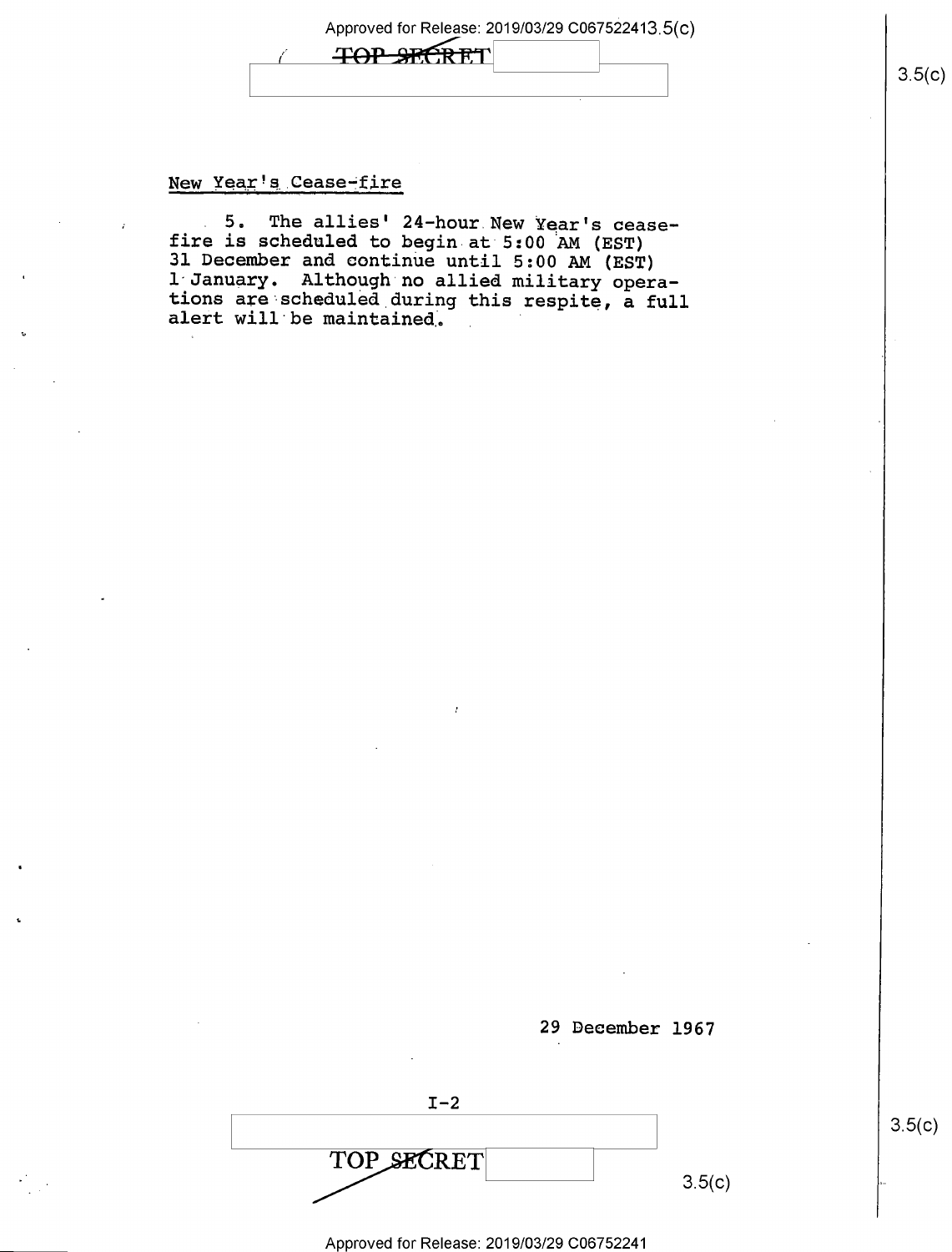TOP SECRET

## New Year's Cease-fire

5. The allies' 24-hour New Year's cease-fire is scheduled to begin at 5:00 AM (EST) 31 December and continue until 5:00 AM (EST) 1 January. Although no allied military operations are scheduled during this respite, a full alert will be maintained.

29 December 1967

TOP SECRET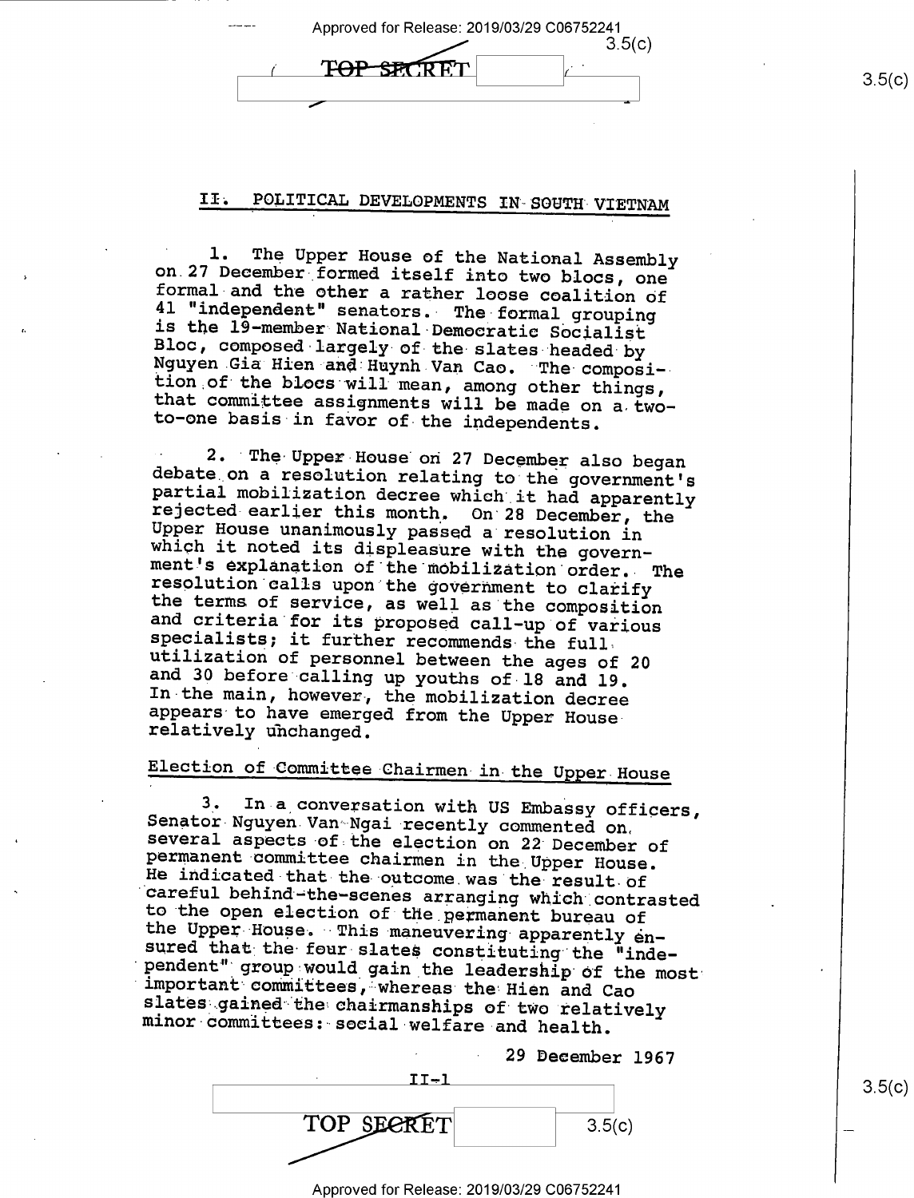## II. POLITICAL DEVELOPMENTS IN SOUTH VIETNAM

1. The Upper House of the National Assembly on 27 December formed itself into two blocs, one formal and the other a rather loose coalition of 41 "independent" senators. The formal grouping is the 19-member National Democratic Socialist Bloc, composed largely of the slates headed by Nguyen Gia Hien and Huynh Van Cao. The composition of the blocs will mean, among other things, that committee assignments will be made on a two-to-one basis in favor of the independents.

2. The Upper House on 27 December also began debate on a resolution relating to the government's partial mobilization decree which it had apparently rejected earlier this month. On 28 December, the Upper House unanimously passed a resolution in which it noted its displeasure with the government's explanation of the mobilization order. The resolution calls upon the government to clarify the terms of service, as well as the composition and criteria for its proposed call-up of various specialists; it further recommends the full utilization of personnel between the ages of 20 and 30 before calling up youths of 18 and 19. In the main, however, the mobilization decree appears to have emerged from the Upper House relatively unchanged.

### Election of Committee Chairmen in the Upper House

3. In a conversation with US Embassy officers, Senator Nguyen Van Ngai recently commented on several aspects of the election on 22 December of permanent committee chairmen in the Upper House. He indicated that the outcome was the result of careful behind-the-scenes arranging which contrasted to the open election of the permanent bureau of the Upper House. This maneuvering apparently ensured that the four slates constituting the "independent" group would gain the leadership of the most important committees, whereas the Hien and Cao slates gained the chairmanships of two relatively minor committees: social welfare and health.

29 December 1967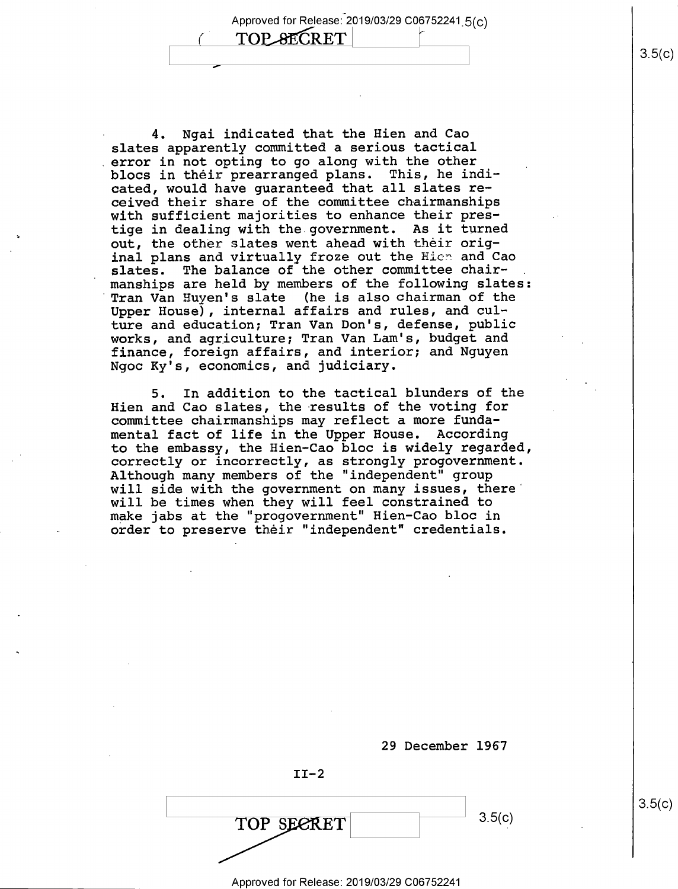4. Ngai indicated that the Hien and Cao slates apparently committed a serious tactical error in not opting to go along with the other blocs in their prearranged plans. This, he indicated, would have guaranteed that all slates received their share of the committee chairmanships with sufficient majorities to enhance their prestige in dealing with the government. As it turned out, the other slates went ahead with their original plans and virtually froze out the Hien and Cao slates. The balance of the other committee chairmanships are held by members of the following slates: Tran Van Huyen's slate (he is also chairman of the Upper House), internal affairs and rules, and culture and education; Tran Van Don's, defense, public works, and agriculture; Tran Van Lam's, budget and finance, foreign affairs, and interior; and Nguyen Ngoc Ky's, economics, and judiciary.

5. In addition to the tactical blunders of the Hien and Cao slates, the results of the voting for committee chairmanships may reflect a more fundamental fact of life in the Upper House. According to the embassy, the Hien-Cao bloc is widely regarded, correctly or incorrectly, as strongly progovernment. Although many members of the "independent" group will side with the government on many issues, there will be times when they will feel constrained to make jabs at the "progovernment" Hien-Cao bloc in order to preserve their "independent" credentials.

29 December 1967

II-2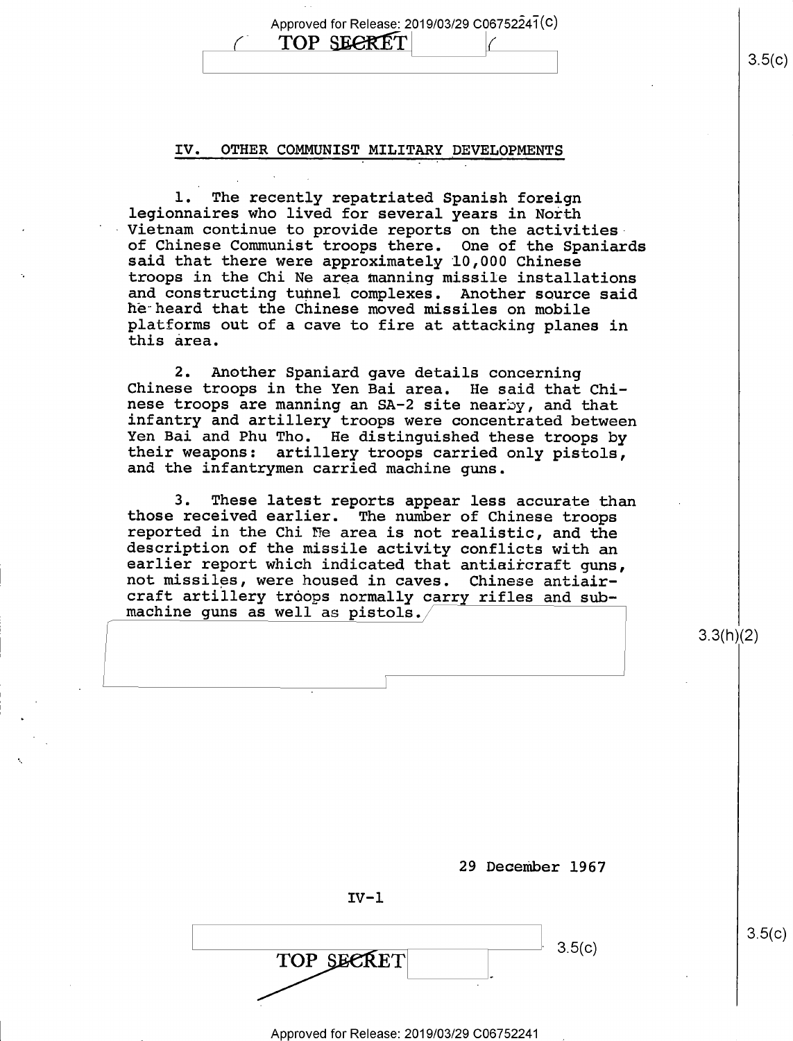## IV. OTHER COMMUNIST MILITARY DEVELOPMENTS

1. The recently repatriated Spanish foreign legionnaires who lived for several years in North Vietnam continue to provide reports on the activities of Chinese Communist troops there. One of the Spaniards said that there were approximately 10,000 Chinese troops in the Chi Ne area manning missile installations and constructing tunnel complexes. Another source said he heard that the Chinese moved missiles on mobile platforms out of a cave to fire at attacking planes in this area.

2. Another Spaniard gave details concerning Chinese troops in the Yen Bai area. He said that Chinese troops are manning an SA-2 site nearby, and that infantry and artillery troops were concentrated between Yen Bai and Phu Tho. He distinguished these troops by their weapons: artillery troops carried only pistols, and the infantrymen carried machine guns.

3. These latest reports appear less accurate than those received earlier. The number of Chinese troops reported in the Chi Ne area is not realistic, and the description of the missile activity conflicts with an earlier report which indicated that antiaircraft guns, not missiles, were housed in caves. Chinese antiaircraft artillery troops normally carry rifles and submachine guns as well as pistols.

29 December 1967

IV-1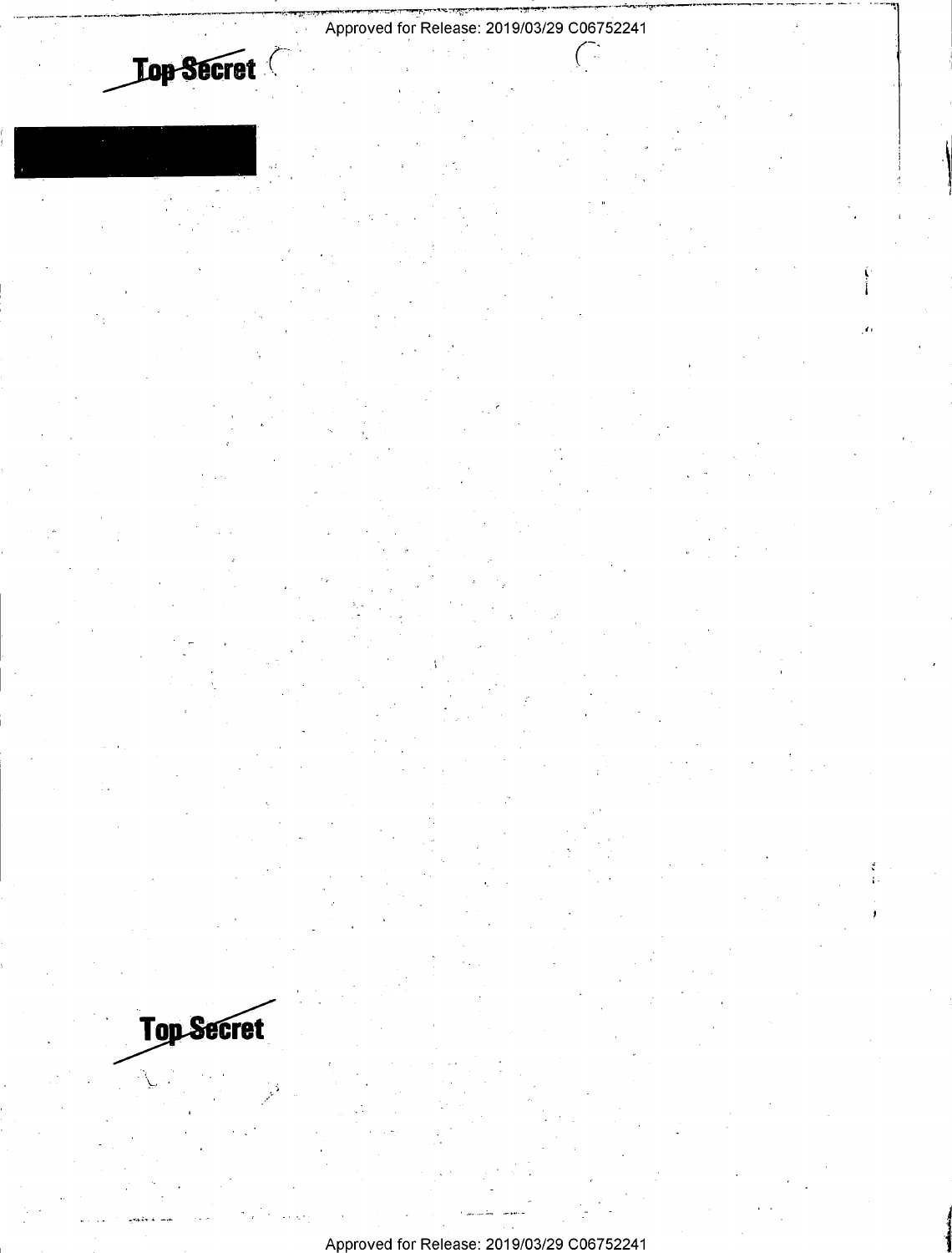Top Secret

Top Secret